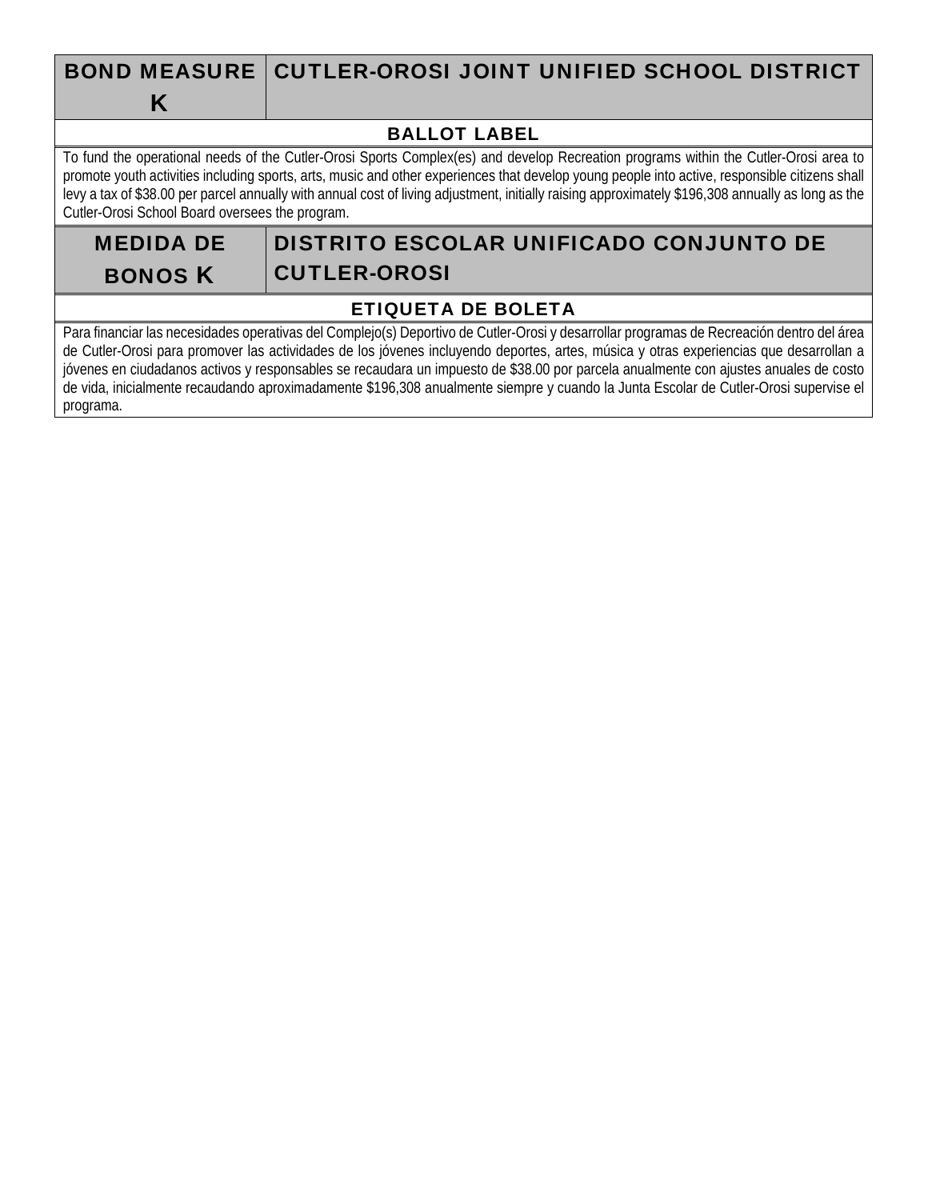| BOND MEASURE K | CUTLER-OROSI JOINT UNIFIED SCHOOL DISTRICT |
|---|---|

**BALLOT LABEL**

To fund the operational needs of the Cutler-Orosi Sports Complex(es) and develop Recreation programs within the Cutler-Orosi area to promote youth activities including sports, arts, music and other experiences that develop young people into active, responsible citizens shall levy a tax of $38.00 per parcel annually with annual cost of living adjustment, initially raising approximately $196,308 annually as long as the Cutler-Orosi School Board oversees the program.

| MEDIDA DE BONOS K | DISTRITO ESCOLAR UNIFICADO CONJUNTO DE CUTLER-OROSI |
|---|---|

**ETIQUETA DE BOLETA**

Para financiar las necesidades operativas del Complejo(s) Deportivo de Cutler-Orosi y desarrollar programas de Recreación dentro del área de Cutler-Orosi para promover las actividades de los jóvenes incluyendo deportes, artes, música y otras experiencias que desarrollan a jóvenes en ciudadanos activos y responsables se recaudara un impuesto de $38.00 por parcela anualmente con ajustes anuales de costo de vida, inicialmente recaudando aproximadamente $196,308 anualmente siempre y cuando la Junta Escolar de Cutler-Orosi supervise el programa.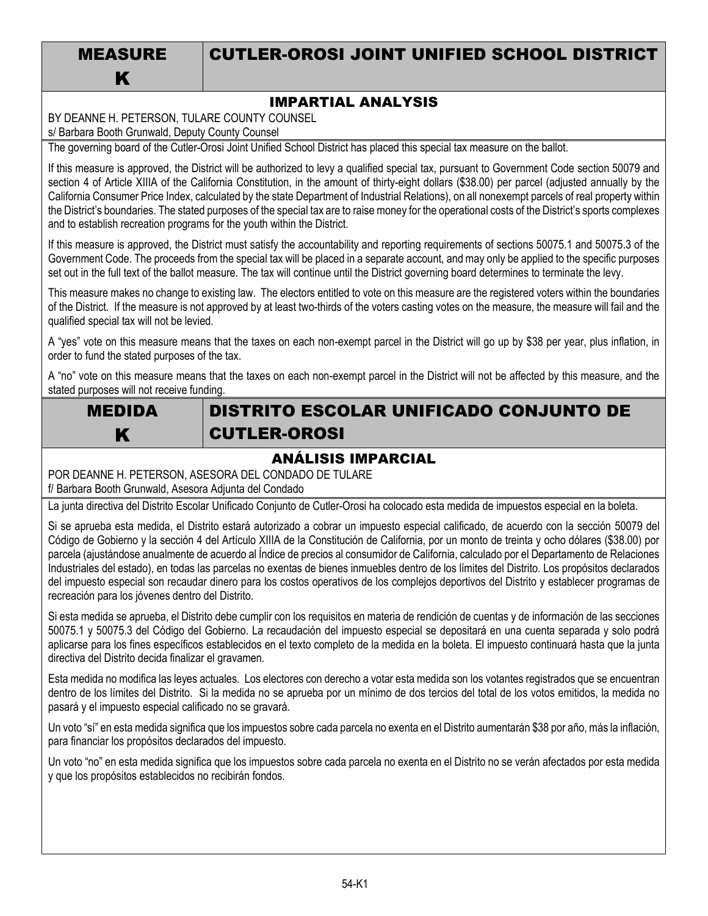# MEASURE K — CUTLER-OROSI JOINT UNIFIED SCHOOL DISTRICT

## IMPARTIAL ANALYSIS

BY DEANNE H. PETERSON, TULARE COUNTY COUNSEL
s/ Barbara Booth Grunwald, Deputy County Counsel

The governing board of the Cutler-Orosi Joint Unified School District has placed this special tax measure on the ballot.

If this measure is approved, the District will be authorized to levy a qualified special tax, pursuant to Government Code section 50079 and section 4 of Article XIIIA of the California Constitution, in the amount of thirty-eight dollars ($38.00) per parcel (adjusted annually by the California Consumer Price Index, calculated by the state Department of Industrial Relations), on all nonexempt parcels of real property within the District's boundaries. The stated purposes of the special tax are to raise money for the operational costs of the District's sports complexes and to establish recreation programs for the youth within the District.

If this measure is approved, the District must satisfy the accountability and reporting requirements of sections 50075.1 and 50075.3 of the Government Code. The proceeds from the special tax will be placed in a separate account, and may only be applied to the specific purposes set out in the full text of the ballot measure. The tax will continue until the District governing board determines to terminate the levy.

This measure makes no change to existing law. The electors entitled to vote on this measure are the registered voters within the boundaries of the District. If the measure is not approved by at least two-thirds of the voters casting votes on the measure, the measure will fail and the qualified special tax will not be levied.

A "yes" vote on this measure means that the taxes on each non-exempt parcel in the District will go up by $38 per year, plus inflation, in order to fund the stated purposes of the tax.

A "no" vote on this measure means that the taxes on each non-exempt parcel in the District will not be affected by this measure, and the stated purposes will not receive funding.

# MEDIDA K — DISTRITO ESCOLAR UNIFICADO CONJUNTO DE CUTLER-OROSI

## ANÁLISIS IMPARCIAL

POR DEANNE H. PETERSON, ASESORA DEL CONDADO DE TULARE
f/ Barbara Booth Grunwald, Asesora Adjunta del Condado

La junta directiva del Distrito Escolar Unificado Conjunto de Cutler-Orosi ha colocado esta medida de impuestos especial en la boleta.

Si se aprueba esta medida, el Distrito estará autorizado a cobrar un impuesto especial calificado, de acuerdo con la sección 50079 del Código de Gobierno y la sección 4 del Artículo XIIIA de la Constitución de California, por un monto de treinta y ocho dólares ($38.00) por parcela (ajustándose anualmente de acuerdo al Índice de precios al consumidor de California, calculado por el Departamento de Relaciones Industriales del estado), en todas las parcelas no exentas de bienes inmuebles dentro de los límites del Distrito. Los propósitos declarados del impuesto especial son recaudar dinero para los costos operativos de los complejos deportivos del Distrito y establecer programas de recreación para los jóvenes dentro del Distrito.

Si esta medida se aprueba, el Distrito debe cumplir con los requisitos en materia de rendición de cuentas y de información de las secciones 50075.1 y 50075.3 del Código del Gobierno. La recaudación del impuesto especial se depositará en una cuenta separada y solo podrá aplicarse para los fines específicos establecidos en el texto completo de la medida en la boleta. El impuesto continuará hasta que la junta directiva del Distrito decida finalizar el gravamen.

Esta medida no modifica las leyes actuales. Los electores con derecho a votar esta medida son los votantes registrados que se encuentran dentro de los límites del Distrito. Si la medida no se aprueba por un mínimo de dos tercios del total de los votos emitidos, la medida no pasará y el impuesto especial calificado no se gravará.

Un voto "sí" en esta medida significa que los impuestos sobre cada parcela no exenta en el Distrito aumentarán $38 por año, más la inflación, para financiar los propósitos declarados del impuesto.

Un voto "no" en esta medida significa que los impuestos sobre cada parcela no exenta en el Distrito no se verán afectados por esta medida y que los propósitos establecidos no recibirán fondos.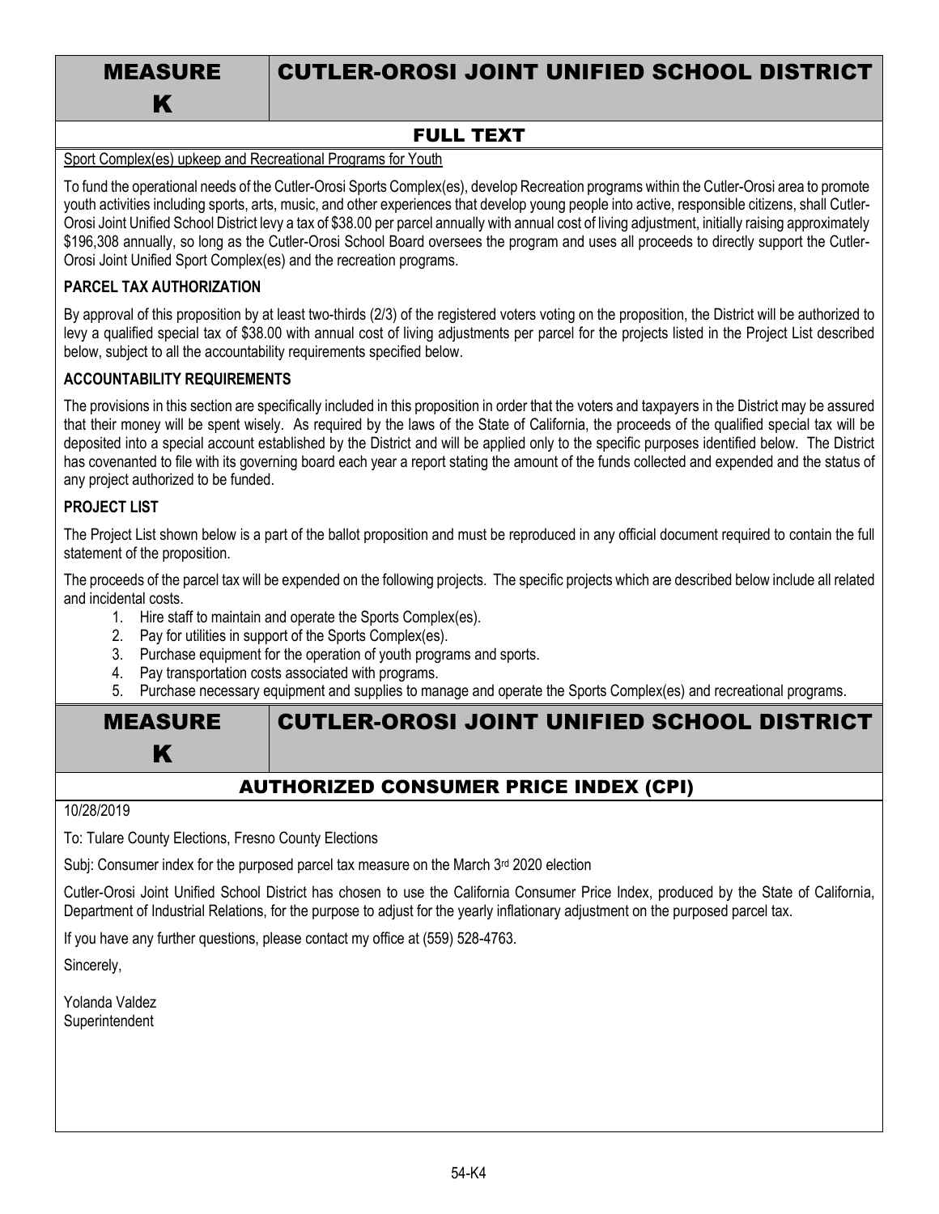# MEASURE K — CUTLER-OROSI JOINT UNIFIED SCHOOL DISTRICT

## FULL TEXT

Sport Complex(es) upkeep and Recreational Programs for Youth

To fund the operational needs of the Cutler-Orosi Sports Complex(es), develop Recreation programs within the Cutler-Orosi area to promote youth activities including sports, arts, music, and other experiences that develop young people into active, responsible citizens, shall Cutler-Orosi Joint Unified School District levy a tax of $38.00 per parcel annually with annual cost of living adjustment, initially raising approximately $196,308 annually, so long as the Cutler-Orosi School Board oversees the program and uses all proceeds to directly support the Cutler-Orosi Joint Unified Sport Complex(es) and the recreation programs.

**PARCEL TAX AUTHORIZATION**

By approval of this proposition by at least two-thirds (2/3) of the registered voters voting on the proposition, the District will be authorized to levy a qualified special tax of $38.00 with annual cost of living adjustments per parcel for the projects listed in the Project List described below, subject to all the accountability requirements specified below.

**ACCOUNTABILITY REQUIREMENTS**

The provisions in this section are specifically included in this proposition in order that the voters and taxpayers in the District may be assured that their money will be spent wisely. As required by the laws of the State of California, the proceeds of the qualified special tax will be deposited into a special account established by the District and will be applied only to the specific purposes identified below. The District has covenanted to file with its governing board each year a report stating the amount of the funds collected and expended and the status of any project authorized to be funded.

**PROJECT LIST**

The Project List shown below is a part of the ballot proposition and must be reproduced in any official document required to contain the full statement of the proposition.

The proceeds of the parcel tax will be expended on the following projects. The specific projects which are described below include all related and incidental costs.

1. Hire staff to maintain and operate the Sports Complex(es).
2. Pay for utilities in support of the Sports Complex(es).
3. Purchase equipment for the operation of youth programs and sports.
4. Pay transportation costs associated with programs.
5. Purchase necessary equipment and supplies to manage and operate the Sports Complex(es) and recreational programs.

# MEASURE K — CUTLER-OROSI JOINT UNIFIED SCHOOL DISTRICT

## AUTHORIZED CONSUMER PRICE INDEX (CPI)

10/28/2019

To: Tulare County Elections, Fresno County Elections

Subj: Consumer index for the purposed parcel tax measure on the March 3rd 2020 election

Cutler-Orosi Joint Unified School District has chosen to use the California Consumer Price Index, produced by the State of California, Department of Industrial Relations, for the purpose to adjust for the yearly inflationary adjustment on the purposed parcel tax.

If you have any further questions, please contact my office at (559) 528-4763.

Sincerely,

Yolanda Valdez
Superintendent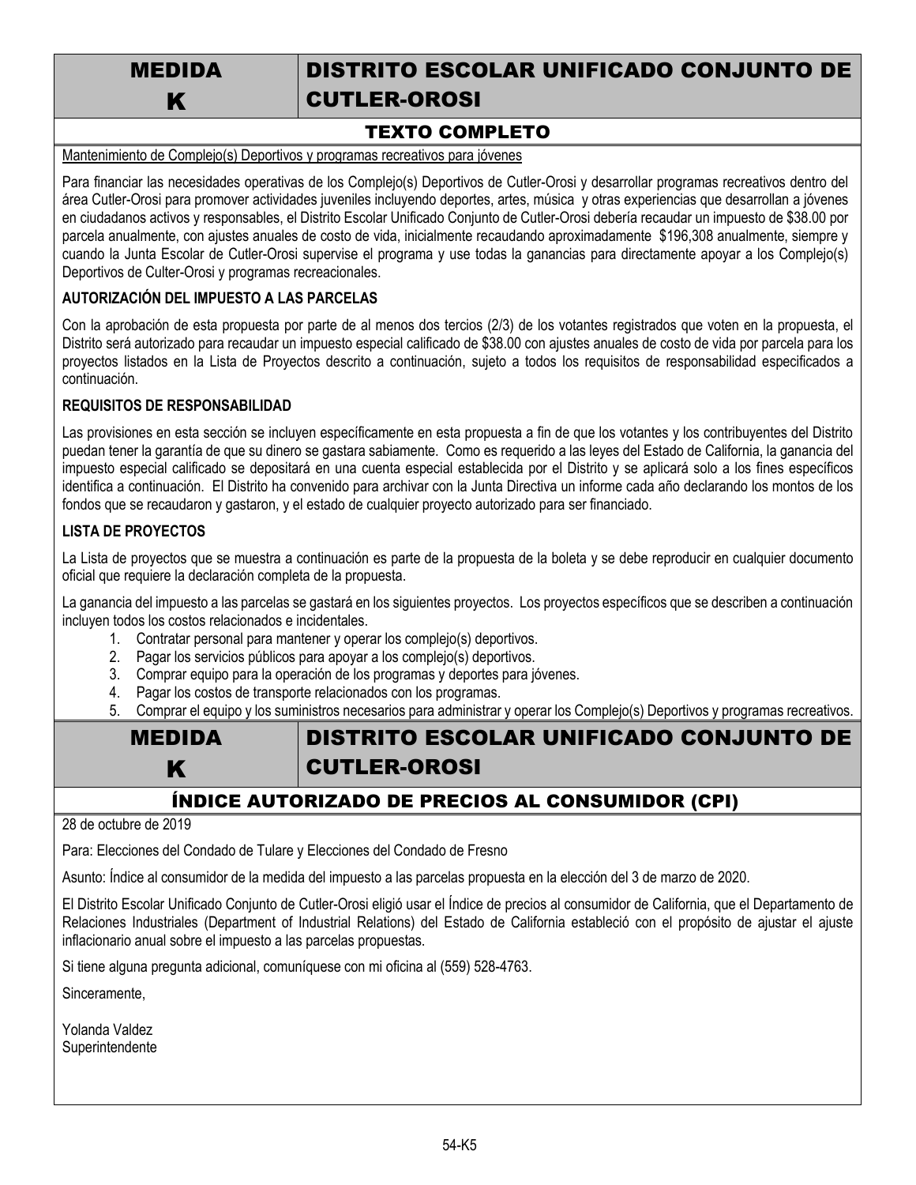# MEDIDA K — DISTRITO ESCOLAR UNIFICADO CONJUNTO DE CUTLER-OROSI

## TEXTO COMPLETO

Mantenimiento de Complejo(s) Deportivos y programas recreativos para jóvenes

Para financiar las necesidades operativas de los Complejo(s) Deportivos de Cutler-Orosi y desarrollar programas recreativos dentro del área Cutler-Orosi para promover actividades juveniles incluyendo deportes, artes, música y otras experiencias que desarrollan a jóvenes en ciudadanos activos y responsables, el Distrito Escolar Unificado Conjunto de Cutler-Orosi debería recaudar un impuesto de $38.00 por parcela anualmente, con ajustes anuales de costo de vida, inicialmente recaudando aproximadamente $196,308 anualmente, siempre y cuando la Junta Escolar de Cutler-Orosi supervise el programa y use todas la ganancias para directamente apoyar a los Complejo(s) Deportivos de Culter-Orosi y programas recreacionales.

**AUTORIZACIÓN DEL IMPUESTO A LAS PARCELAS**

Con la aprobación de esta propuesta por parte de al menos dos tercios (2/3) de los votantes registrados que voten en la propuesta, el Distrito será autorizado para recaudar un impuesto especial calificado de $38.00 con ajustes anuales de costo de vida por parcela para los proyectos listados en la Lista de Proyectos descrito a continuación, sujeto a todos los requisitos de responsabilidad especificados a continuación.

**REQUISITOS DE RESPONSABILIDAD**

Las provisiones en esta sección se incluyen específicamente en esta propuesta a fin de que los votantes y los contribuyentes del Distrito puedan tener la garantía de que su dinero se gastara sabiamente. Como es requerido a las leyes del Estado de California, la ganancia del impuesto especial calificado se depositará en una cuenta especial establecida por el Distrito y se aplicará solo a los fines específicos identifica a continuación. El Distrito ha convenido para archivar con la Junta Directiva un informe cada año declarando los montos de los fondos que se recaudaron y gastaron, y el estado de cualquier proyecto autorizado para ser financiado.

**LISTA DE PROYECTOS**

La Lista de proyectos que se muestra a continuación es parte de la propuesta de la boleta y se debe reproducir en cualquier documento oficial que requiere la declaración completa de la propuesta.

La ganancia del impuesto a las parcelas se gastará en los siguientes proyectos. Los proyectos específicos que se describen a continuación incluyen todos los costos relacionados e incidentales.

1. Contratar personal para mantener y operar los complejo(s) deportivos.
2. Pagar los servicios públicos para apoyar a los complejo(s) deportivos.
3. Comprar equipo para la operación de los programas y deportes para jóvenes.
4. Pagar los costos de transporte relacionados con los programas.
5. Comprar el equipo y los suministros necesarios para administrar y operar los Complejo(s) Deportivos y programas recreativos.

# MEDIDA K — DISTRITO ESCOLAR UNIFICADO CONJUNTO DE CUTLER-OROSI

## ÍNDICE AUTORIZADO DE PRECIOS AL CONSUMIDOR (CPI)

28 de octubre de 2019

Para: Elecciones del Condado de Tulare y Elecciones del Condado de Fresno

Asunto: Índice al consumidor de la medida del impuesto a las parcelas propuesta en la elección del 3 de marzo de 2020.

El Distrito Escolar Unificado Conjunto de Cutler-Orosi eligió usar el Índice de precios al consumidor de California, que el Departamento de Relaciones Industriales (Department of Industrial Relations) del Estado de California estableció con el propósito de ajustar el ajuste inflacionario anual sobre el impuesto a las parcelas propuestas.

Si tiene alguna pregunta adicional, comuníquese con mi oficina al (559) 528-4763.

Sinceramente,

Yolanda Valdez
Superintendente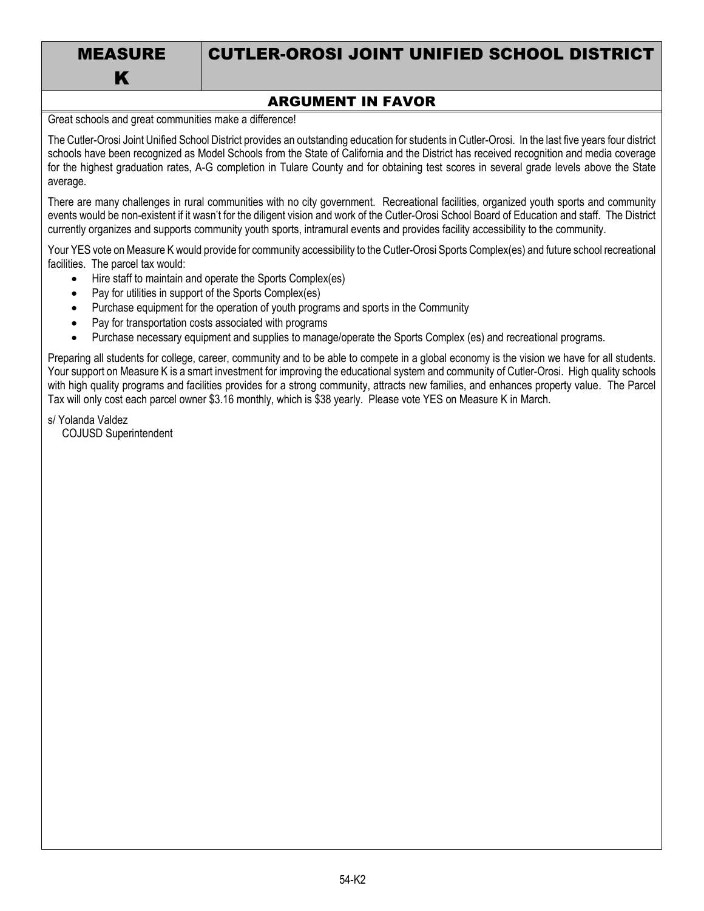# MEASURE K

# CUTLER-OROSI JOINT UNIFIED SCHOOL DISTRICT

## ARGUMENT IN FAVOR

Great schools and great communities make a difference!

The Cutler-Orosi Joint Unified School District provides an outstanding education for students in Cutler-Orosi. In the last five years four district schools have been recognized as Model Schools from the State of California and the District has received recognition and media coverage for the highest graduation rates, A-G completion in Tulare County and for obtaining test scores in several grade levels above the State average.

There are many challenges in rural communities with no city government. Recreational facilities, organized youth sports and community events would be non-existent if it wasn't for the diligent vision and work of the Cutler-Orosi School Board of Education and staff. The District currently organizes and supports community youth sports, intramural events and provides facility accessibility to the community.

Your YES vote on Measure K would provide for community accessibility to the Cutler-Orosi Sports Complex(es) and future school recreational facilities. The parcel tax would:

- Hire staff to maintain and operate the Sports Complex(es)
- Pay for utilities in support of the Sports Complex(es)
- Purchase equipment for the operation of youth programs and sports in the Community
- Pay for transportation costs associated with programs
- Purchase necessary equipment and supplies to manage/operate the Sports Complex (es) and recreational programs.

Preparing all students for college, career, community and to be able to compete in a global economy is the vision we have for all students. Your support on Measure K is a smart investment for improving the educational system and community of Cutler-Orosi. High quality schools with high quality programs and facilities provides for a strong community, attracts new families, and enhances property value. The Parcel Tax will only cost each parcel owner $3.16 monthly, which is $38 yearly. Please vote YES on Measure K in March.

s/ Yolanda Valdez
COJUSD Superintendent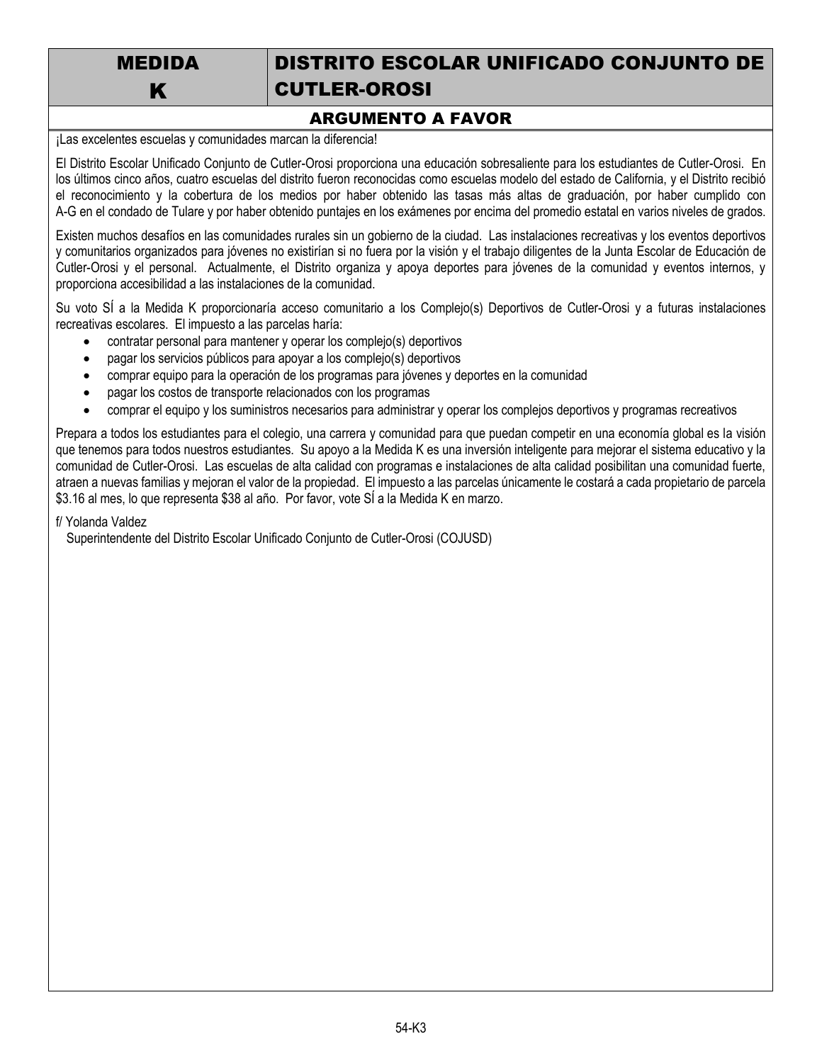# MEDIDA K

# DISTRITO ESCOLAR UNIFICADO CONJUNTO DE CUTLER-OROSI

## ARGUMENTO A FAVOR

¡Las excelentes escuelas y comunidades marcan la diferencia!

El Distrito Escolar Unificado Conjunto de Cutler-Orosi proporciona una educación sobresaliente para los estudiantes de Cutler-Orosi. En los últimos cinco años, cuatro escuelas del distrito fueron reconocidas como escuelas modelo del estado de California, y el Distrito recibió el reconocimiento y la cobertura de los medios por haber obtenido las tasas más altas de graduación, por haber cumplido con A-G en el condado de Tulare y por haber obtenido puntajes en los exámenes por encima del promedio estatal en varios niveles de grados.

Existen muchos desafíos en las comunidades rurales sin un gobierno de la ciudad. Las instalaciones recreativas y los eventos deportivos y comunitarios organizados para jóvenes no existirían si no fuera por la visión y el trabajo diligentes de la Junta Escolar de Educación de Cutler-Orosi y el personal. Actualmente, el Distrito organiza y apoya deportes para jóvenes de la comunidad y eventos internos, y proporciona accesibilidad a las instalaciones de la comunidad.

Su voto SÍ a la Medida K proporcionaría acceso comunitario a los Complejo(s) Deportivos de Cutler-Orosi y a futuras instalaciones recreativas escolares. El impuesto a las parcelas haría:

- contratar personal para mantener y operar los complejo(s) deportivos
- pagar los servicios públicos para apoyar a los complejo(s) deportivos
- comprar equipo para la operación de los programas para jóvenes y deportes en la comunidad
- pagar los costos de transporte relacionados con los programas
- comprar el equipo y los suministros necesarios para administrar y operar los complejos deportivos y programas recreativos

Prepara a todos los estudiantes para el colegio, una carrera y comunidad para que puedan competir en una economía global es la visión que tenemos para todos nuestros estudiantes. Su apoyo a la Medida K es una inversión inteligente para mejorar el sistema educativo y la comunidad de Cutler-Orosi. Las escuelas de alta calidad con programas e instalaciones de alta calidad posibilitan una comunidad fuerte, atraen a nuevas familias y mejoran el valor de la propiedad. El impuesto a las parcelas únicamente le costará a cada propietario de parcela $3.16 al mes, lo que representa $38 al año. Por favor, vote SÍ a la Medida K en marzo.

f/ Yolanda Valdez
Superintendente del Distrito Escolar Unificado Conjunto de Cutler-Orosi (COJUSD)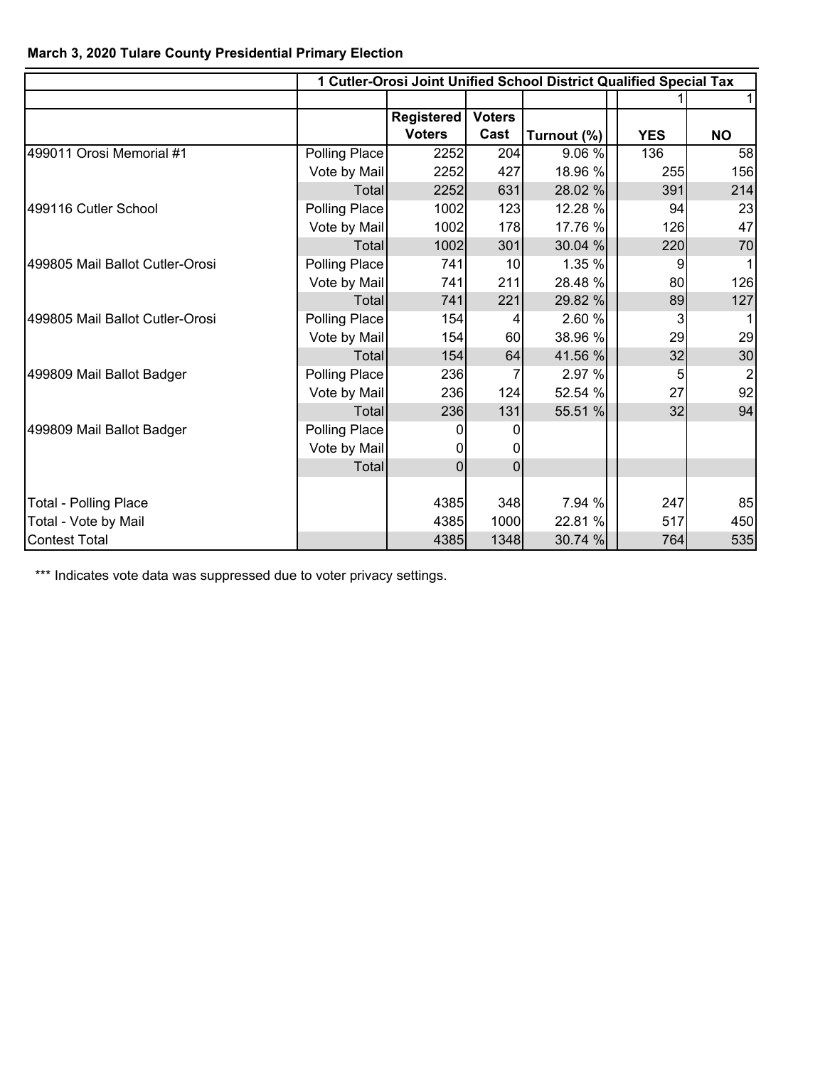**March 3, 2020 Tulare County Presidential Primary Election**

| | | 1 Cutler-Orosi Joint Unified School District Qualified Special Tax | | | | |
|---|---|---|---|---|---|---|
| | | | | | 1 | 1 |
| | | Registered Voters | Voters Cast | Turnout (%) | YES | NO |
| 499011 Orosi Memorial #1 | Polling Place | 2252 | 204 | 9.06 % | 136 | 58 |
| | Vote by Mail | 2252 | 427 | 18.96 % | 255 | 156 |
| | Total | 2252 | 631 | 28.02 % | 391 | 214 |
| 499116 Cutler School | Polling Place | 1002 | 123 | 12.28 % | 94 | 23 |
| | Vote by Mail | 1002 | 178 | 17.76 % | 126 | 47 |
| | Total | 1002 | 301 | 30.04 % | 220 | 70 |
| 499805 Mail Ballot Cutler-Orosi | Polling Place | 741 | 10 | 1.35 % | 9 | 1 |
| | Vote by Mail | 741 | 211 | 28.48 % | 80 | 126 |
| | Total | 741 | 221 | 29.82 % | 89 | 127 |
| 499805 Mail Ballot Cutler-Orosi | Polling Place | 154 | 4 | 2.60 % | 3 | 1 |
| | Vote by Mail | 154 | 60 | 38.96 % | 29 | 29 |
| | Total | 154 | 64 | 41.56 % | 32 | 30 |
| 499809 Mail Ballot Badger | Polling Place | 236 | 7 | 2.97 % | 5 | 2 |
| | Vote by Mail | 236 | 124 | 52.54 % | 27 | 92 |
| | Total | 236 | 131 | 55.51 % | 32 | 94 |
| 499809 Mail Ballot Badger | Polling Place | 0 | 0 | | | |
| | Vote by Mail | 0 | 0 | | | |
| | Total | 0 | 0 | | | |
| Total - Polling Place | | 4385 | 348 | 7.94 % | 247 | 85 |
| Total - Vote by Mail | | 4385 | 1000 | 22.81 % | 517 | 450 |
| Contest Total | | 4385 | 1348 | 30.74 % | 764 | 535 |

*** Indicates vote data was suppressed due to voter privacy settings.